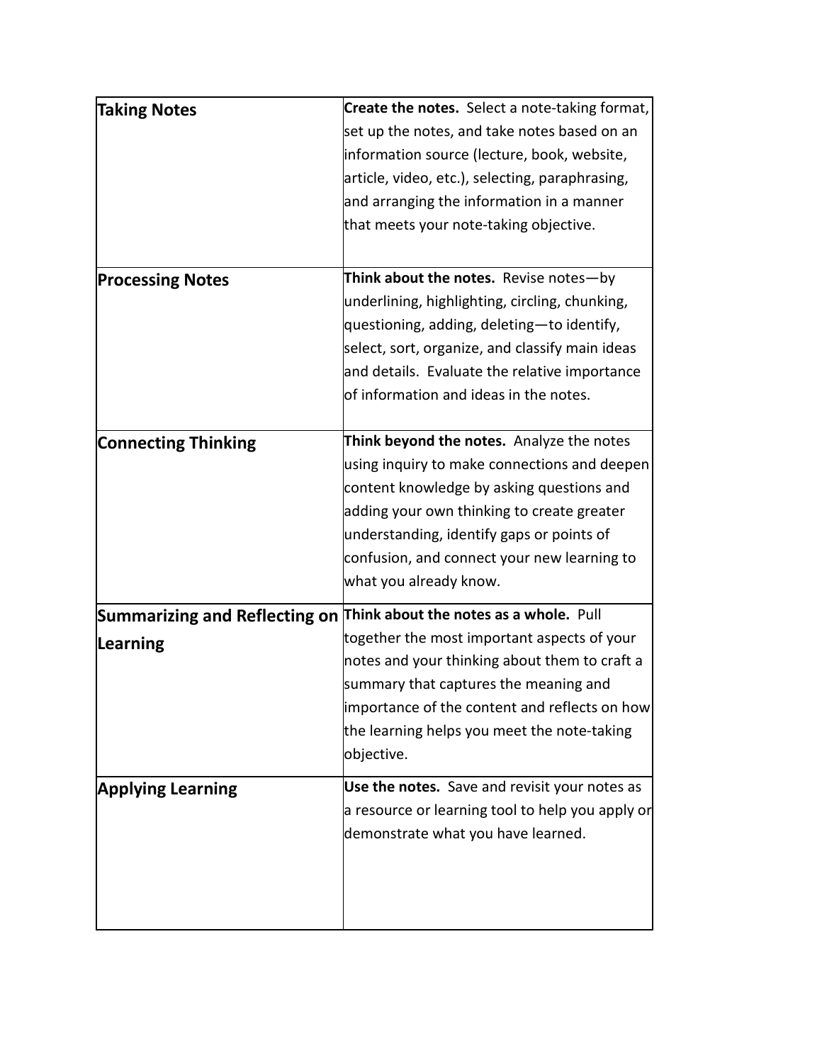| **Taking Notes** | **Create the notes.** Select a note-taking format, set up the notes, and take notes based on an information source (lecture, book, website, article, video, etc.), selecting, paraphrasing, and arranging the information in a manner that meets your note-taking objective. |
|---|---|
| **Processing Notes** | **Think about the notes.** Revise notes—by underlining, highlighting, circling, chunking, questioning, adding, deleting—to identify, select, sort, organize, and classify main ideas and details. Evaluate the relative importance of information and ideas in the notes. |
| **Connecting Thinking** | **Think beyond the notes.** Analyze the notes using inquiry to make connections and deepen content knowledge by asking questions and adding your own thinking to create greater understanding, identify gaps or points of confusion, and connect your new learning to what you already know. |
| **Summarizing and Reflecting on Learning** | **Think about the notes as a whole.** Pull together the most important aspects of your notes and your thinking about them to craft a summary that captures the meaning and importance of the content and reflects on how the learning helps you meet the note-taking objective. |
| **Applying Learning** | **Use the notes.** Save and revisit your notes as a resource or learning tool to help you apply or demonstrate what you have learned. |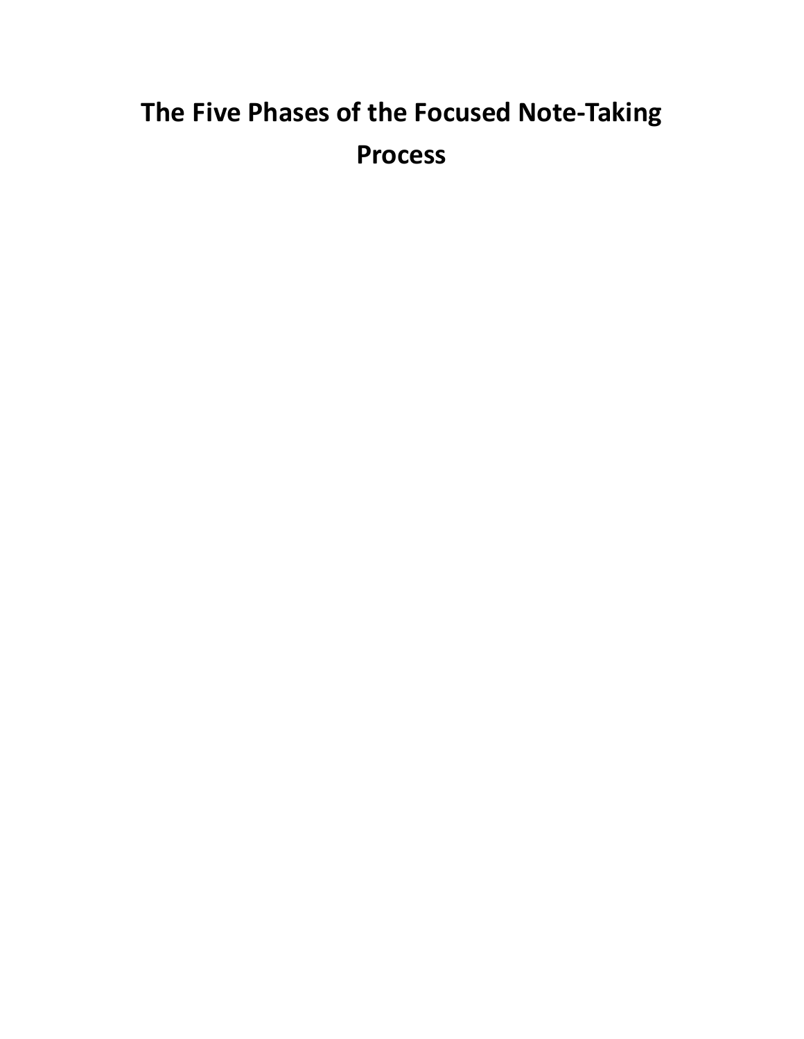# The Five Phases of the Focused Note-Taking Process